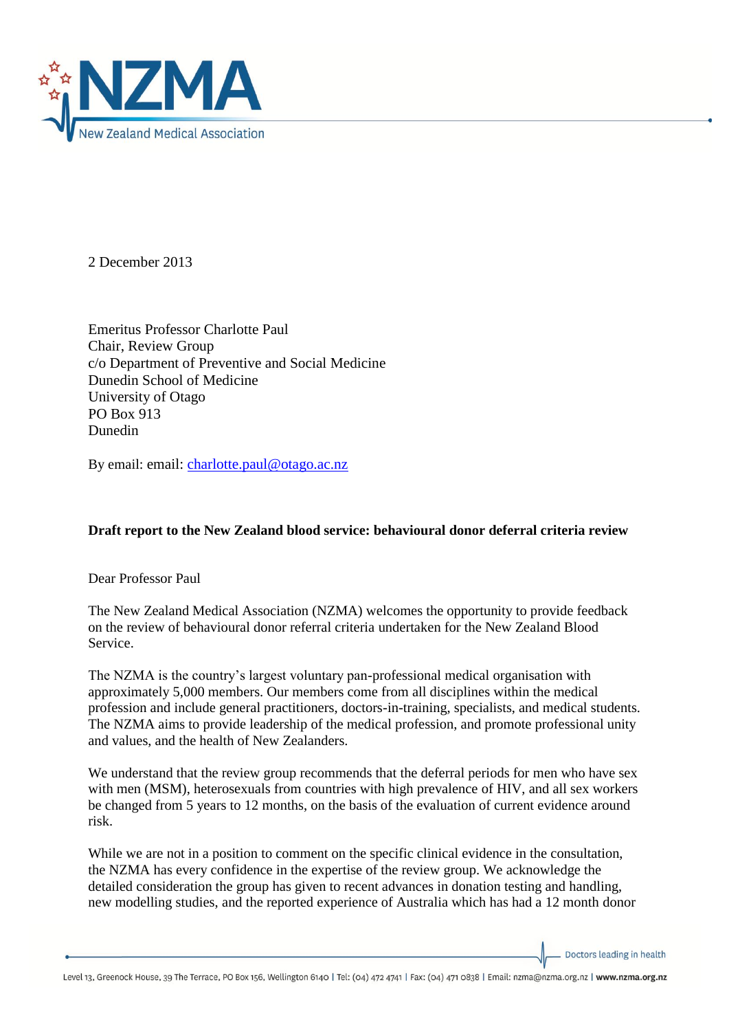2 December 2013

Emeritus Professor Charlotte Paul
Chair, Review Group
c/o Department of Preventive and Social Medicine
Dunedin School of Medicine
University of Otago
PO Box 913
Dunedin

By email: email: charlotte.paul@otago.ac.nz

**Draft report to the New Zealand blood service: behavioural donor deferral criteria review**

Dear Professor Paul

The New Zealand Medical Association (NZMA) welcomes the opportunity to provide feedback on the review of behavioural donor referral criteria undertaken for the New Zealand Blood Service.

The NZMA is the country's largest voluntary pan-professional medical organisation with approximately 5,000 members. Our members come from all disciplines within the medical profession and include general practitioners, doctors-in-training, specialists, and medical students. The NZMA aims to provide leadership of the medical profession, and promote professional unity and values, and the health of New Zealanders.

We understand that the review group recommends that the deferral periods for men who have sex with men (MSM), heterosexuals from countries with high prevalence of HIV, and all sex workers be changed from 5 years to 12 months, on the basis of the evaluation of current evidence around risk.

While we are not in a position to comment on the specific clinical evidence in the consultation, the NZMA has every confidence in the expertise of the review group. We acknowledge the detailed consideration the group has given to recent advances in donation testing and handling, new modelling studies, and the reported experience of Australia which has had a 12 month donor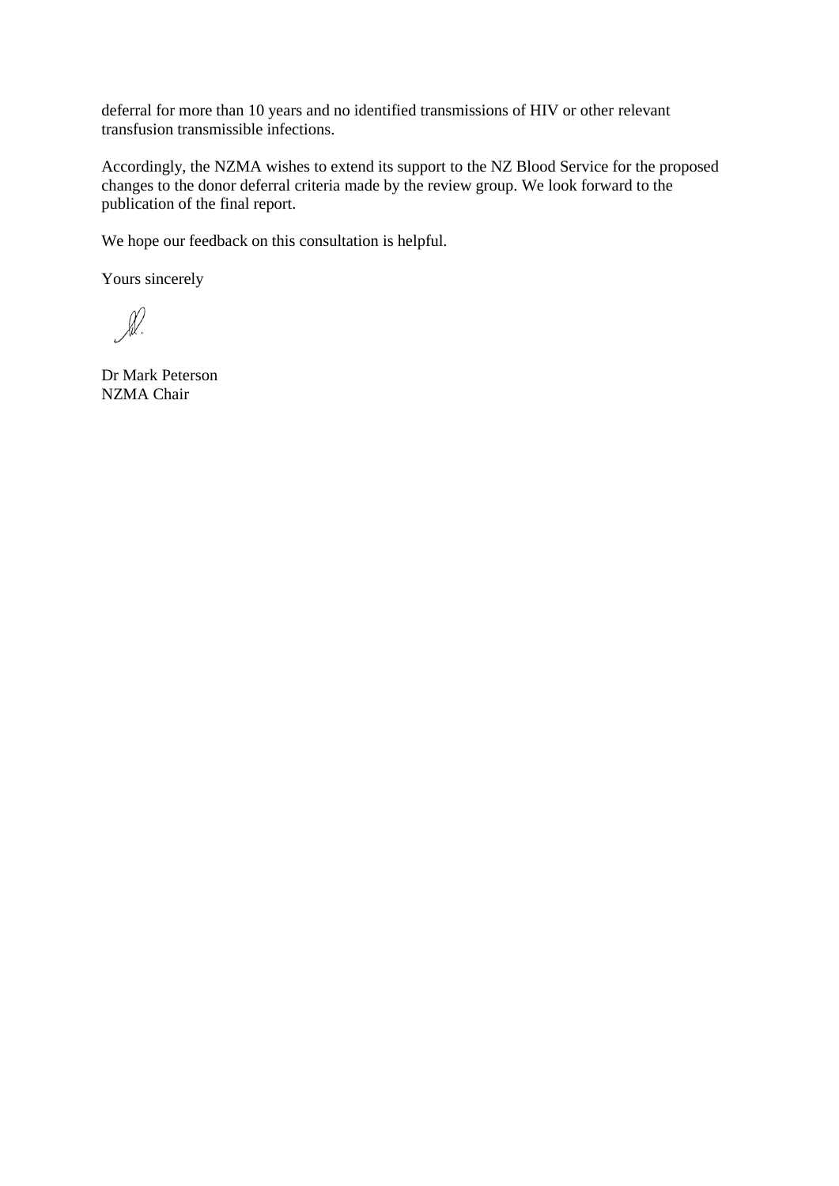deferral for more than 10 years and no identified transmissions of HIV or other relevant transfusion transmissible infections.

Accordingly, the NZMA wishes to extend its support to the NZ Blood Service for the proposed changes to the donor deferral criteria made by the review group. We look forward to the publication of the final report.

We hope our feedback on this consultation is helpful.

Yours sincerely

Dr Mark Peterson
NZMA Chair